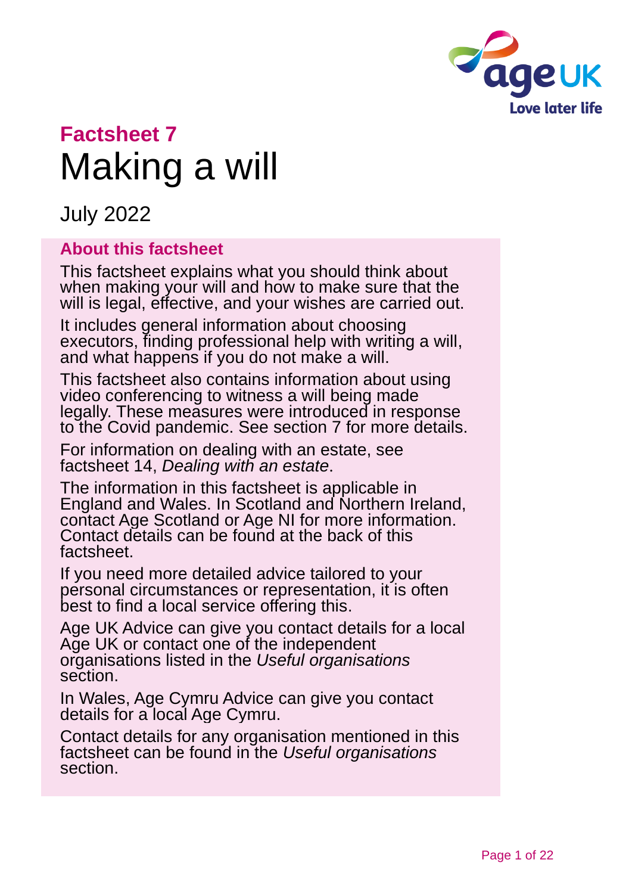# Factsheet 7
# Making a will

July 2022

## About this factsheet

This factsheet explains what you should think about when making your will and how to make sure that the will is legal, effective, and your wishes are carried out.

It includes general information about choosing executors, finding professional help with writing a will, and what happens if you do not make a will.

This factsheet also contains information about using video conferencing to witness a will being made legally. These measures were introduced in response to the Covid pandemic. See section 7 for more details.

For information on dealing with an estate, see factsheet 14, *Dealing with an estate*.

The information in this factsheet is applicable in England and Wales. In Scotland and Northern Ireland, contact Age Scotland or Age NI for more information. Contact details can be found at the back of this factsheet.

If you need more detailed advice tailored to your personal circumstances or representation, it is often best to find a local service offering this.

Age UK Advice can give you contact details for a local Age UK or contact one of the independent organisations listed in the *Useful organisations* section.

In Wales, Age Cymru Advice can give you contact details for a local Age Cymru.

Contact details for any organisation mentioned in this factsheet can be found in the *Useful organisations* section.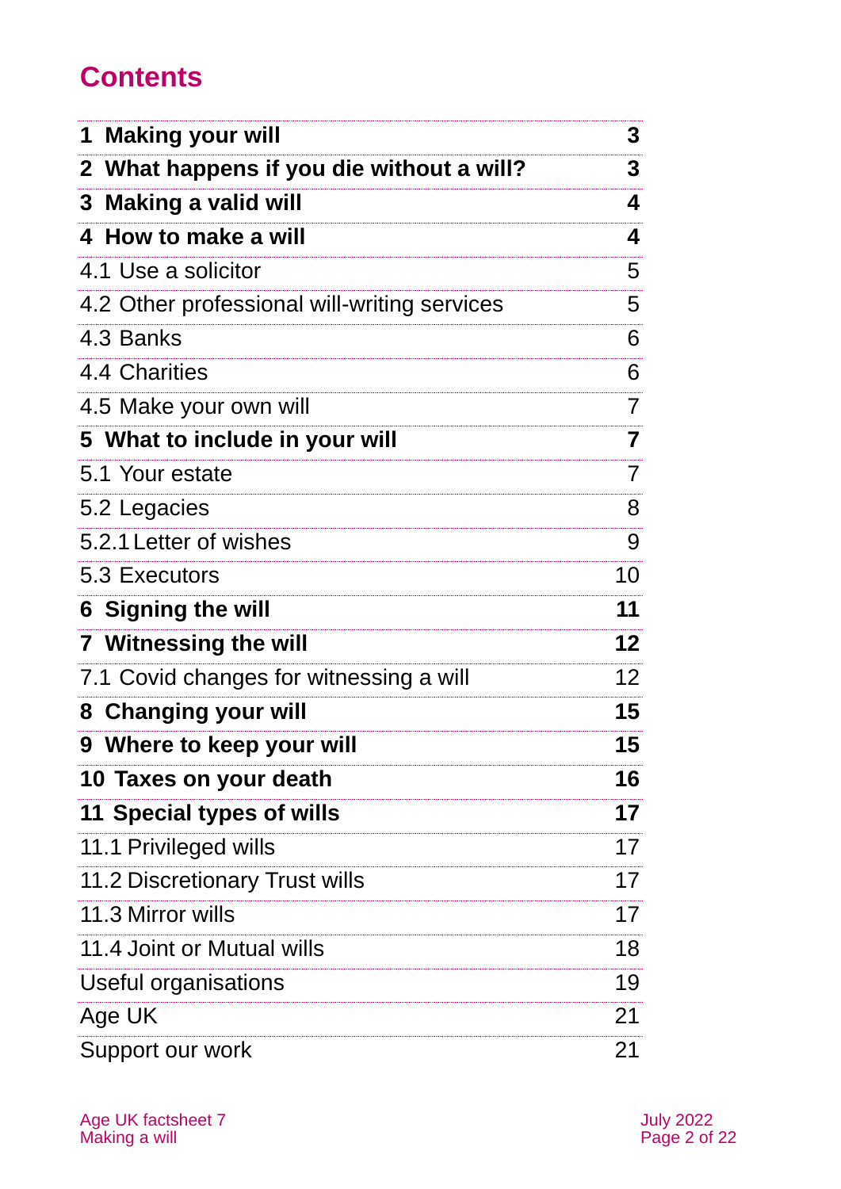## Contents

| | |
|---|---|
| **1 Making your will** | **3** |
| **2 What happens if you die without a will?** | **3** |
| **3 Making a valid will** | **4** |
| **4 How to make a will** | **4** |
| 4.1 Use a solicitor | 5 |
| 4.2 Other professional will-writing services | 5 |
| 4.3 Banks | 6 |
| 4.4 Charities | 6 |
| 4.5 Make your own will | 7 |
| **5 What to include in your will** | **7** |
| 5.1 Your estate | 7 |
| 5.2 Legacies | 8 |
| 5.2.1 Letter of wishes | 9 |
| 5.3 Executors | 10 |
| **6 Signing the will** | **11** |
| **7 Witnessing the will** | **12** |
| 7.1 Covid changes for witnessing a will | 12 |
| **8 Changing your will** | **15** |
| **9 Where to keep your will** | **15** |
| **10 Taxes on your death** | **16** |
| **11 Special types of wills** | **17** |
| 11.1 Privileged wills | 17 |
| 11.2 Discretionary Trust wills | 17 |
| 11.3 Mirror wills | 17 |
| 11.4 Joint or Mutual wills | 18 |
| Useful organisations | 19 |
| Age UK | 21 |
| Support our work | 21 |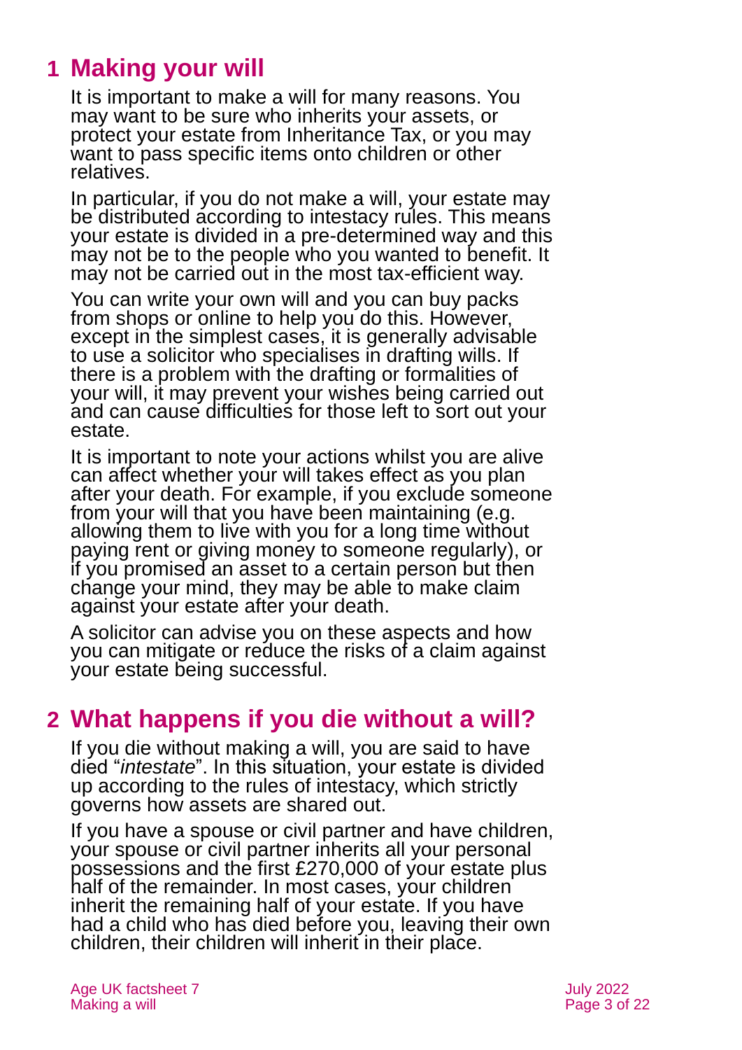## 1 Making your will

It is important to make a will for many reasons. You may want to be sure who inherits your assets, or protect your estate from Inheritance Tax, or you may want to pass specific items onto children or other relatives.

In particular, if you do not make a will, your estate may be distributed according to intestacy rules. This means your estate is divided in a pre-determined way and this may not be to the people who you wanted to benefit. It may not be carried out in the most tax-efficient way.

You can write your own will and you can buy packs from shops or online to help you do this. However, except in the simplest cases, it is generally advisable to use a solicitor who specialises in drafting wills. If there is a problem with the drafting or formalities of your will, it may prevent your wishes being carried out and can cause difficulties for those left to sort out your estate.

It is important to note your actions whilst you are alive can affect whether your will takes effect as you plan after your death. For example, if you exclude someone from your will that you have been maintaining (e.g. allowing them to live with you for a long time without paying rent or giving money to someone regularly), or if you promised an asset to a certain person but then change your mind, they may be able to make claim against your estate after your death.

A solicitor can advise you on these aspects and how you can mitigate or reduce the risks of a claim against your estate being successful.

## 2 What happens if you die without a will?

If you die without making a will, you are said to have died "*intestate*". In this situation, your estate is divided up according to the rules of intestacy, which strictly governs how assets are shared out.

If you have a spouse or civil partner and have children, your spouse or civil partner inherits all your personal possessions and the first £270,000 of your estate plus half of the remainder. In most cases, your children inherit the remaining half of your estate. If you have had a child who has died before you, leaving their own children, their children will inherit in their place.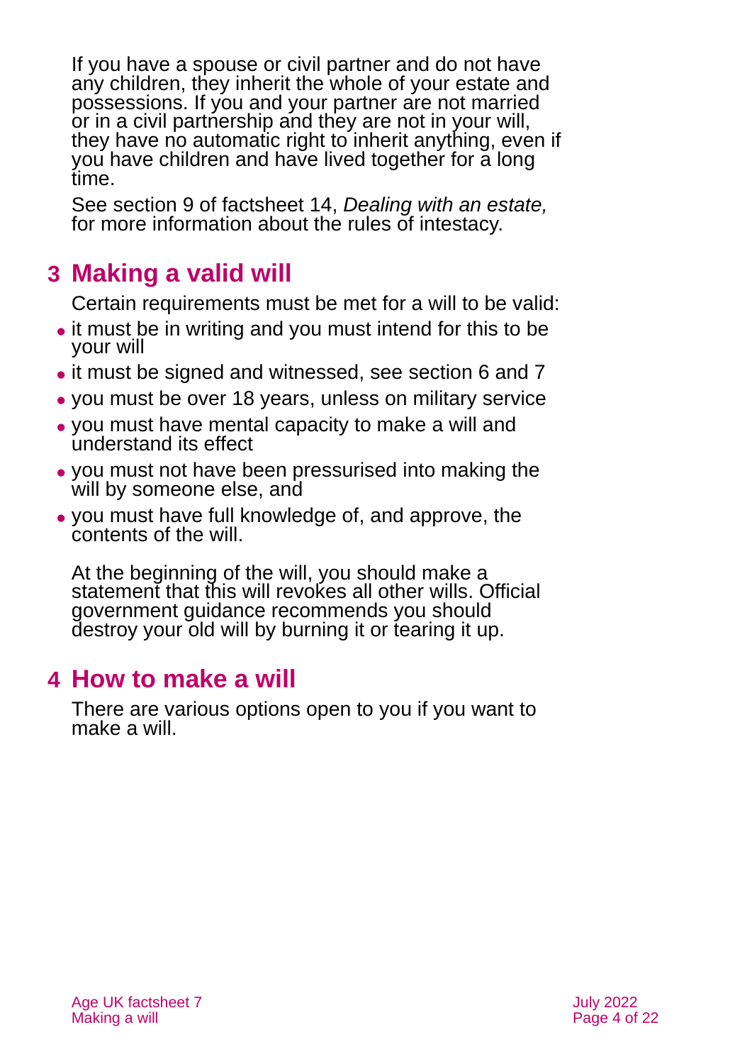If you have a spouse or civil partner and do not have any children, they inherit the whole of your estate and possessions. If you and your partner are not married or in a civil partnership and they are not in your will, they have no automatic right to inherit anything, even if you have children and have lived together for a long time.

See section 9 of factsheet 14, *Dealing with an estate,* for more information about the rules of intestacy.

## 3 Making a valid will

Certain requirements must be met for a will to be valid:

- it must be in writing and you must intend for this to be your will
- it must be signed and witnessed, see section 6 and 7
- you must be over 18 years, unless on military service
- you must have mental capacity to make a will and understand its effect
- you must not have been pressurised into making the will by someone else, and
- you must have full knowledge of, and approve, the contents of the will.

At the beginning of the will, you should make a statement that this will revokes all other wills. Official government guidance recommends you should destroy your old will by burning it or tearing it up.

## 4 How to make a will

There are various options open to you if you want to make a will.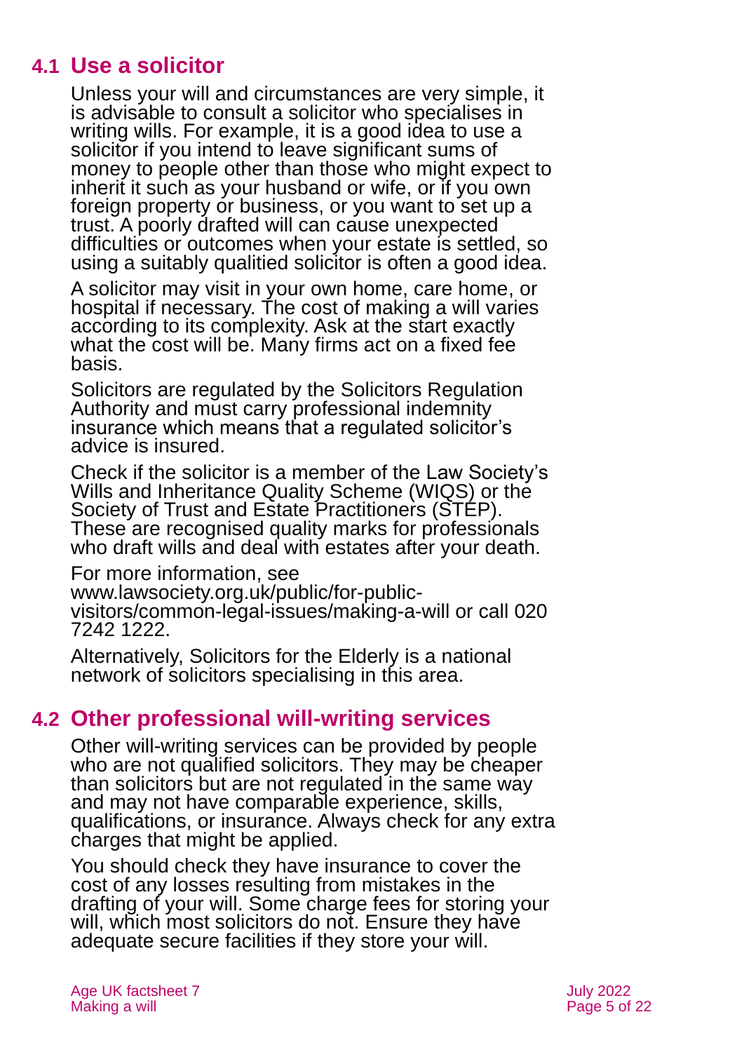## 4.1 Use a solicitor

Unless your will and circumstances are very simple, it is advisable to consult a solicitor who specialises in writing wills. For example, it is a good idea to use a solicitor if you intend to leave significant sums of money to people other than those who might expect to inherit it such as your husband or wife, or if you own foreign property or business, or you want to set up a trust. A poorly drafted will can cause unexpected difficulties or outcomes when your estate is settled, so using a suitably qualitied solicitor is often a good idea.

A solicitor may visit in your own home, care home, or hospital if necessary. The cost of making a will varies according to its complexity. Ask at the start exactly what the cost will be. Many firms act on a fixed fee basis.

Solicitors are regulated by the Solicitors Regulation Authority and must carry professional indemnity insurance which means that a regulated solicitor's advice is insured.

Check if the solicitor is a member of the Law Society's Wills and Inheritance Quality Scheme (WIQS) or the Society of Trust and Estate Practitioners (STEP). These are recognised quality marks for professionals who draft wills and deal with estates after your death.

For more information, see www.lawsociety.org.uk/public/for-public-visitors/common-legal-issues/making-a-will or call 020 7242 1222.

Alternatively, Solicitors for the Elderly is a national network of solicitors specialising in this area.

## 4.2 Other professional will-writing services

Other will-writing services can be provided by people who are not qualified solicitors. They may be cheaper than solicitors but are not regulated in the same way and may not have comparable experience, skills, qualifications, or insurance. Always check for any extra charges that might be applied.

You should check they have insurance to cover the cost of any losses resulting from mistakes in the drafting of your will. Some charge fees for storing your will, which most solicitors do not. Ensure they have adequate secure facilities if they store your will.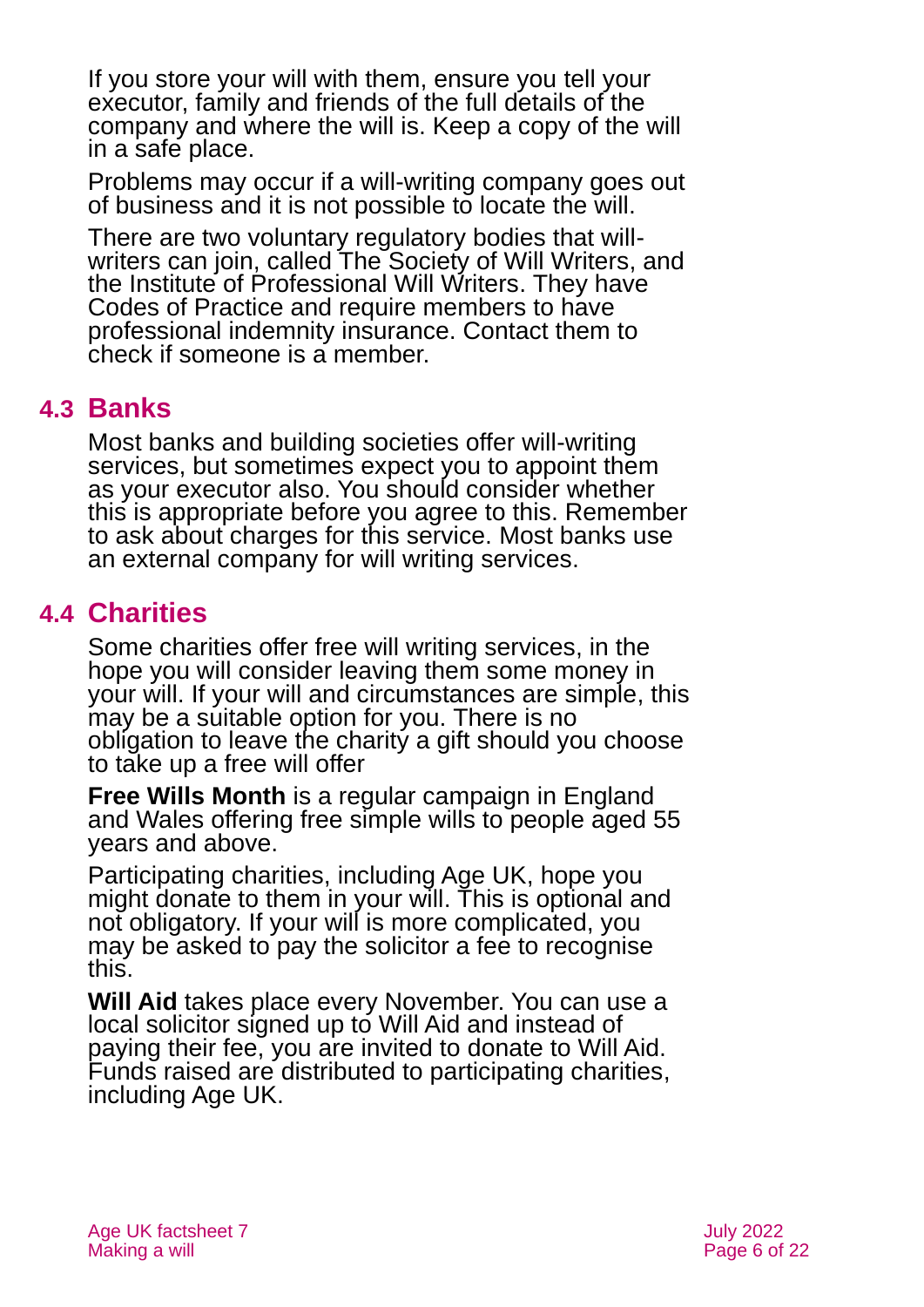If you store your will with them, ensure you tell your executor, family and friends of the full details of the company and where the will is. Keep a copy of the will in a safe place.

Problems may occur if a will-writing company goes out of business and it is not possible to locate the will.

There are two voluntary regulatory bodies that will-writers can join, called The Society of Will Writers, and the Institute of Professional Will Writers. They have Codes of Practice and require members to have professional indemnity insurance. Contact them to check if someone is a member.

## 4.3 Banks

Most banks and building societies offer will-writing services, but sometimes expect you to appoint them as your executor also. You should consider whether this is appropriate before you agree to this. Remember to ask about charges for this service. Most banks use an external company for will writing services.

## 4.4 Charities

Some charities offer free will writing services, in the hope you will consider leaving them some money in your will. If your will and circumstances are simple, this may be a suitable option for you. There is no obligation to leave the charity a gift should you choose to take up a free will offer

**Free Wills Month** is a regular campaign in England and Wales offering free simple wills to people aged 55 years and above.

Participating charities, including Age UK, hope you might donate to them in your will. This is optional and not obligatory. If your will is more complicated, you may be asked to pay the solicitor a fee to recognise this.

**Will Aid** takes place every November. You can use a local solicitor signed up to Will Aid and instead of paying their fee, you are invited to donate to Will Aid. Funds raised are distributed to participating charities, including Age UK.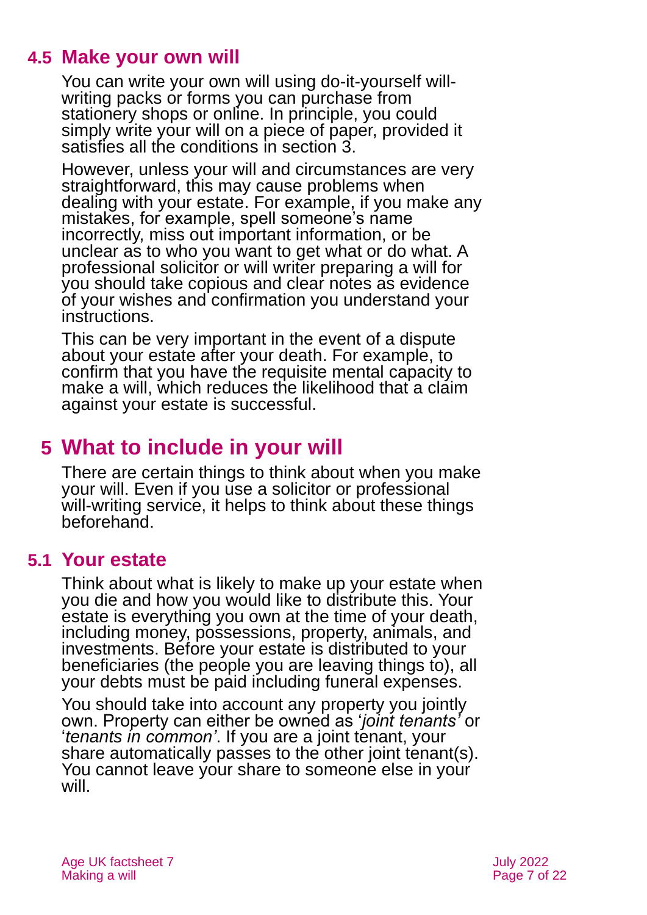### 4.5 Make your own will

You can write your own will using do-it-yourself will-writing packs or forms you can purchase from stationery shops or online. In principle, you could simply write your will on a piece of paper, provided it satisfies all the conditions in section 3.

However, unless your will and circumstances are very straightforward, this may cause problems when dealing with your estate. For example, if you make any mistakes, for example, spell someone's name incorrectly, miss out important information, or be unclear as to who you want to get what or do what. A professional solicitor or will writer preparing a will for you should take copious and clear notes as evidence of your wishes and confirmation you understand your instructions.

This can be very important in the event of a dispute about your estate after your death. For example, to confirm that you have the requisite mental capacity to make a will, which reduces the likelihood that a claim against your estate is successful.

## 5 What to include in your will

There are certain things to think about when you make your will. Even if you use a solicitor or professional will-writing service, it helps to think about these things beforehand.

### 5.1 Your estate

Think about what is likely to make up your estate when you die and how you would like to distribute this. Your estate is everything you own at the time of your death, including money, possessions, property, animals, and investments. Before your estate is distributed to your beneficiaries (the people you are leaving things to), all your debts must be paid including funeral expenses.

You should take into account any property you jointly own. Property can either be owned as '*joint tenants'* or '*tenants in common'*. If you are a joint tenant, your share automatically passes to the other joint tenant(s). You cannot leave your share to someone else in your will.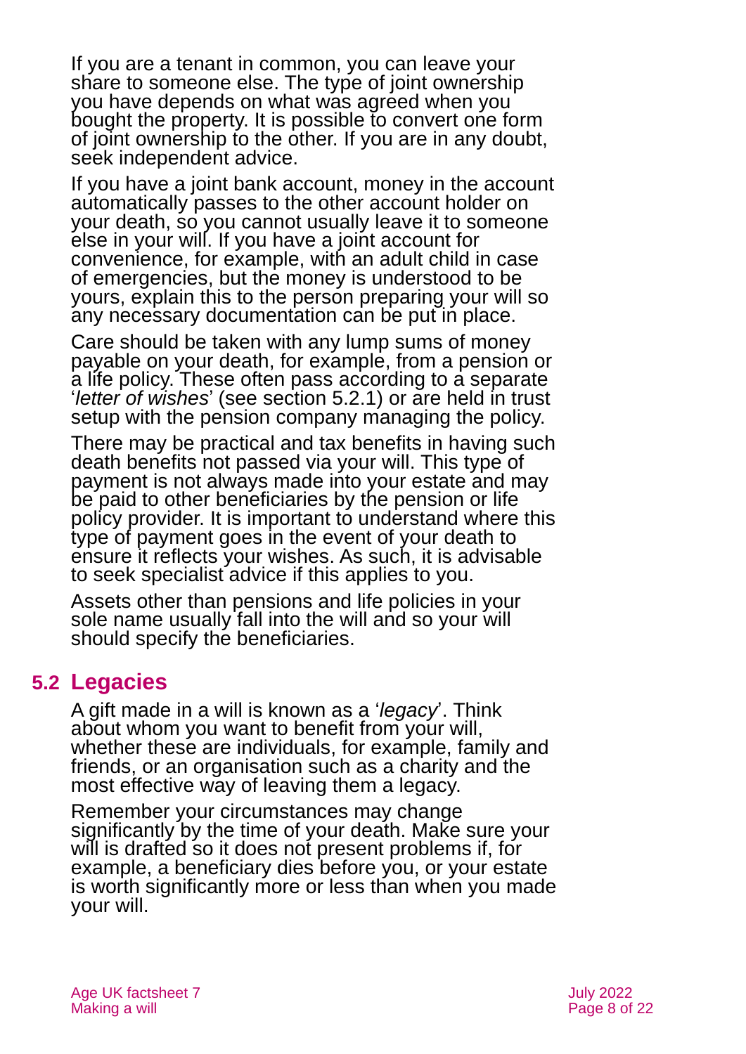If you are a tenant in common, you can leave your share to someone else. The type of joint ownership you have depends on what was agreed when you bought the property. It is possible to convert one form of joint ownership to the other. If you are in any doubt, seek independent advice.

If you have a joint bank account, money in the account automatically passes to the other account holder on your death, so you cannot usually leave it to someone else in your will. If you have a joint account for convenience, for example, with an adult child in case of emergencies, but the money is understood to be yours, explain this to the person preparing your will so any necessary documentation can be put in place.

Care should be taken with any lump sums of money payable on your death, for example, from a pension or a life policy. These often pass according to a separate '*letter of wishes*' (see section 5.2.1) or are held in trust setup with the pension company managing the policy.

There may be practical and tax benefits in having such death benefits not passed via your will. This type of payment is not always made into your estate and may be paid to other beneficiaries by the pension or life policy provider. It is important to understand where this type of payment goes in the event of your death to ensure it reflects your wishes. As such, it is advisable to seek specialist advice if this applies to you.

Assets other than pensions and life policies in your sole name usually fall into the will and so your will should specify the beneficiaries.

## 5.2 Legacies

A gift made in a will is known as a '*legacy*'. Think about whom you want to benefit from your will, whether these are individuals, for example, family and friends, or an organisation such as a charity and the most effective way of leaving them a legacy.

Remember your circumstances may change significantly by the time of your death. Make sure your will is drafted so it does not present problems if, for example, a beneficiary dies before you, or your estate is worth significantly more or less than when you made your will.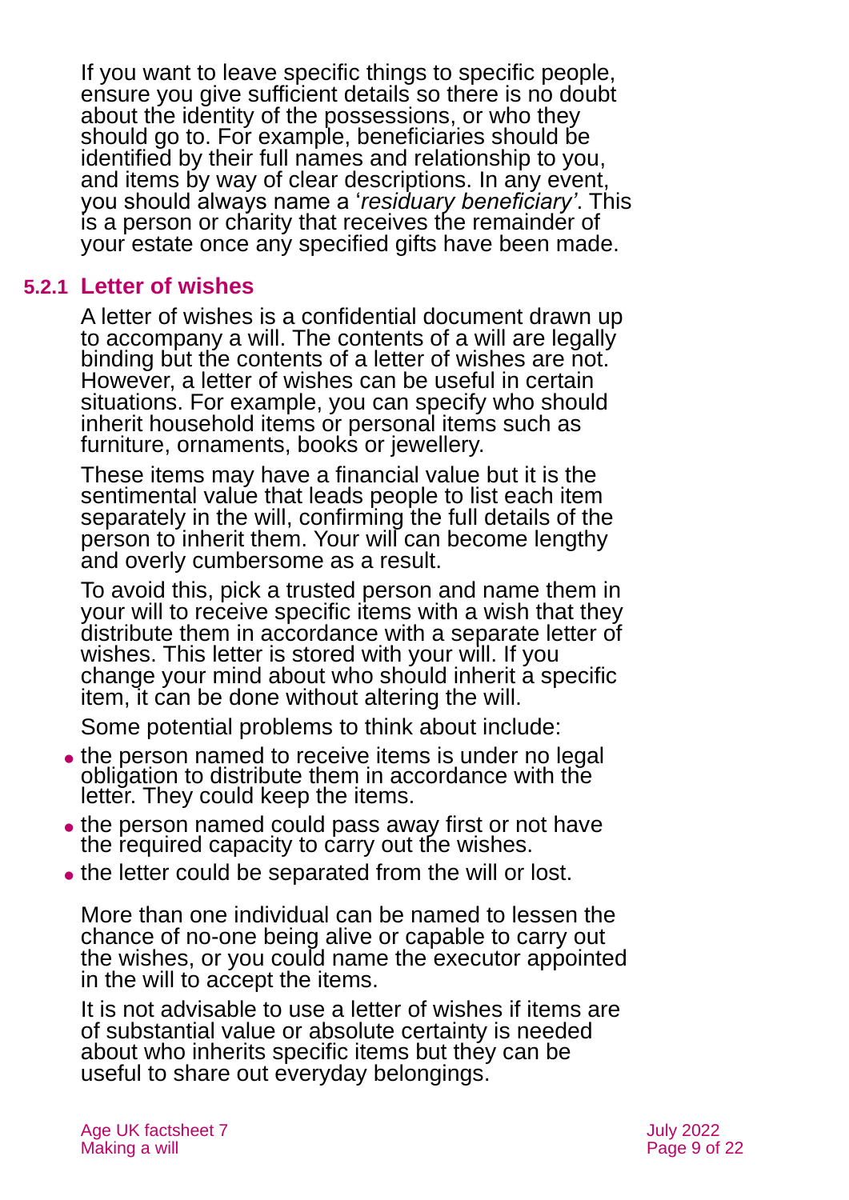If you want to leave specific things to specific people, ensure you give sufficient details so there is no doubt about the identity of the possessions, or who they should go to. For example, beneficiaries should be identified by their full names and relationship to you, and items by way of clear descriptions. In any event, you should always name a '*residuary beneficiary'*. This is a person or charity that receives the remainder of your estate once any specified gifts have been made.

### 5.2.1 Letter of wishes

A letter of wishes is a confidential document drawn up to accompany a will. The contents of a will are legally binding but the contents of a letter of wishes are not. However, a letter of wishes can be useful in certain situations. For example, you can specify who should inherit household items or personal items such as furniture, ornaments, books or jewellery.

These items may have a financial value but it is the sentimental value that leads people to list each item separately in the will, confirming the full details of the person to inherit them. Your will can become lengthy and overly cumbersome as a result.

To avoid this, pick a trusted person and name them in your will to receive specific items with a wish that they distribute them in accordance with a separate letter of wishes. This letter is stored with your will. If you change your mind about who should inherit a specific item, it can be done without altering the will.

Some potential problems to think about include:

- the person named to receive items is under no legal obligation to distribute them in accordance with the letter. They could keep the items.
- the person named could pass away first or not have the required capacity to carry out the wishes.
- the letter could be separated from the will or lost.

More than one individual can be named to lessen the chance of no-one being alive or capable to carry out the wishes, or you could name the executor appointed in the will to accept the items.

It is not advisable to use a letter of wishes if items are of substantial value or absolute certainty is needed about who inherits specific items but they can be useful to share out everyday belongings.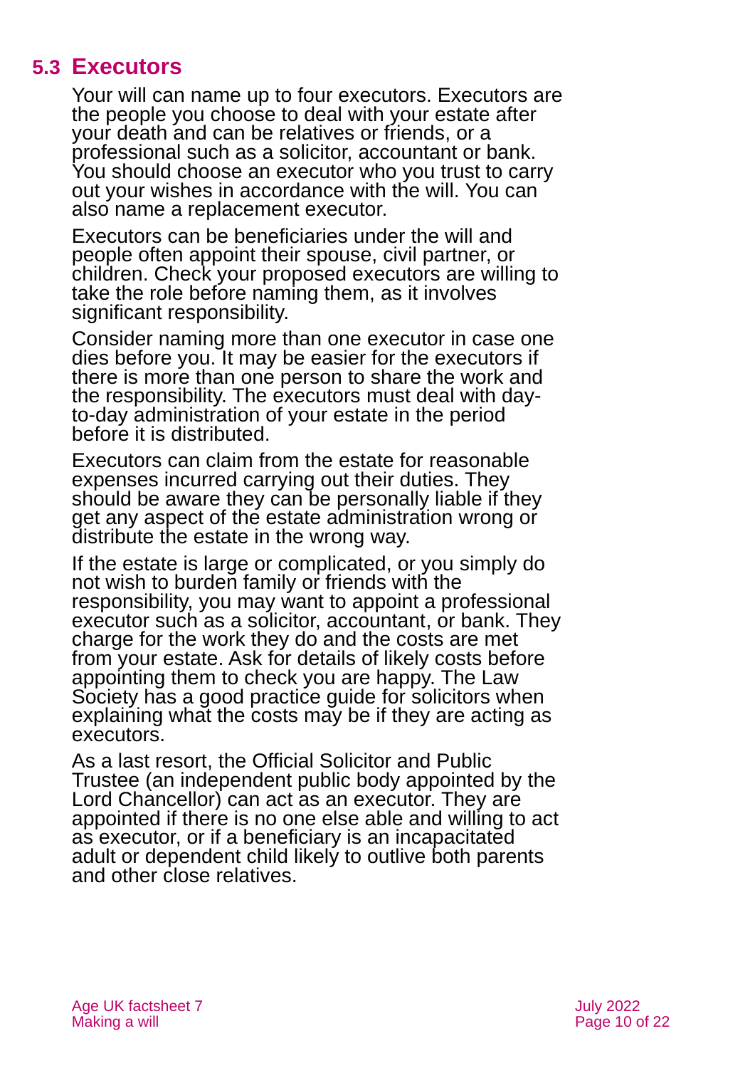## 5.3 Executors

Your will can name up to four executors. Executors are the people you choose to deal with your estate after your death and can be relatives or friends, or a professional such as a solicitor, accountant or bank. You should choose an executor who you trust to carry out your wishes in accordance with the will. You can also name a replacement executor.

Executors can be beneficiaries under the will and people often appoint their spouse, civil partner, or children. Check your proposed executors are willing to take the role before naming them, as it involves significant responsibility.

Consider naming more than one executor in case one dies before you. It may be easier for the executors if there is more than one person to share the work and the responsibility. The executors must deal with day-to-day administration of your estate in the period before it is distributed.

Executors can claim from the estate for reasonable expenses incurred carrying out their duties. They should be aware they can be personally liable if they get any aspect of the estate administration wrong or distribute the estate in the wrong way.

If the estate is large or complicated, or you simply do not wish to burden family or friends with the responsibility, you may want to appoint a professional executor such as a solicitor, accountant, or bank. They charge for the work they do and the costs are met from your estate. Ask for details of likely costs before appointing them to check you are happy. The Law Society has a good practice guide for solicitors when explaining what the costs may be if they are acting as executors.

As a last resort, the Official Solicitor and Public Trustee (an independent public body appointed by the Lord Chancellor) can act as an executor. They are appointed if there is no one else able and willing to act as executor, or if a beneficiary is an incapacitated adult or dependent child likely to outlive both parents and other close relatives.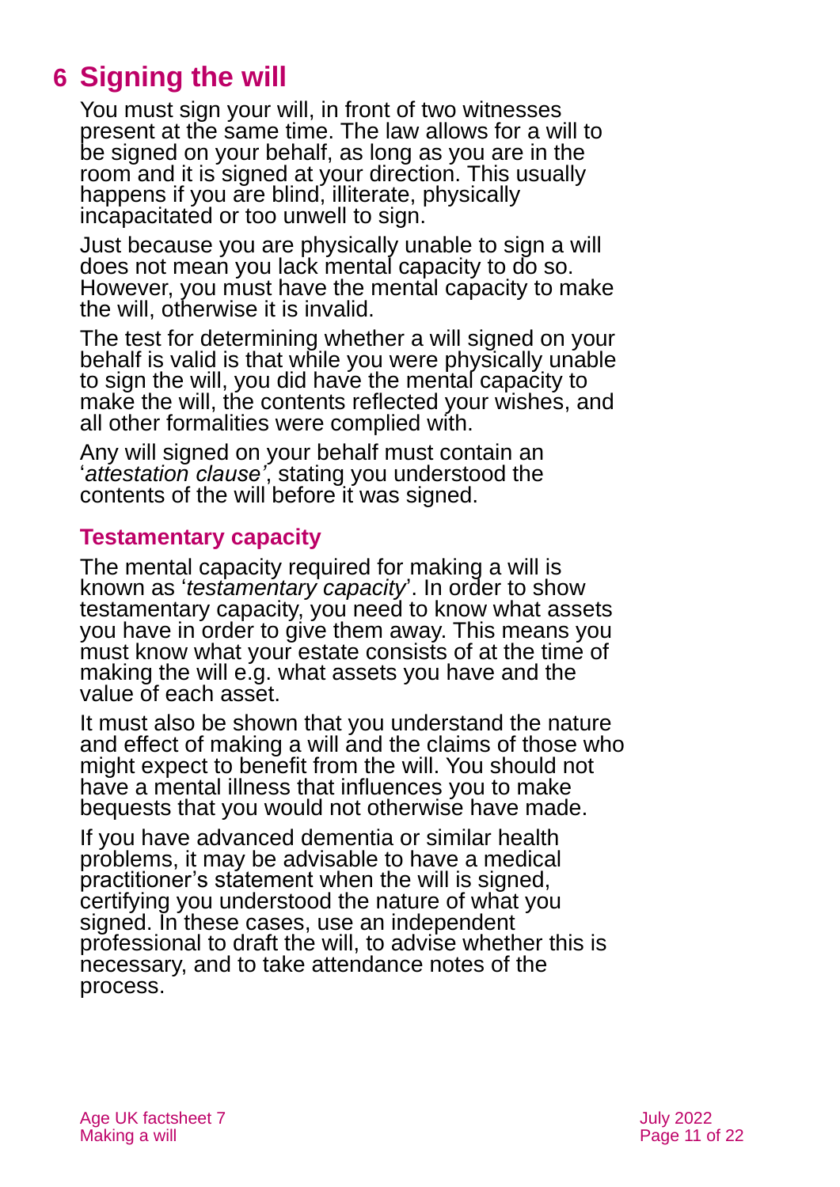# 6 Signing the will

You must sign your will, in front of two witnesses present at the same time. The law allows for a will to be signed on your behalf, as long as you are in the room and it is signed at your direction. This usually happens if you are blind, illiterate, physically incapacitated or too unwell to sign.

Just because you are physically unable to sign a will does not mean you lack mental capacity to do so. However, you must have the mental capacity to make the will, otherwise it is invalid.

The test for determining whether a will signed on your behalf is valid is that while you were physically unable to sign the will, you did have the mental capacity to make the will, the contents reflected your wishes, and all other formalities were complied with.

Any will signed on your behalf must contain an '*attestation clause'*, stating you understood the contents of the will before it was signed.

## Testamentary capacity

The mental capacity required for making a will is known as '*testamentary capacity*'. In order to show testamentary capacity, you need to know what assets you have in order to give them away. This means you must know what your estate consists of at the time of making the will e.g. what assets you have and the value of each asset.

It must also be shown that you understand the nature and effect of making a will and the claims of those who might expect to benefit from the will. You should not have a mental illness that influences you to make bequests that you would not otherwise have made.

If you have advanced dementia or similar health problems, it may be advisable to have a medical practitioner's statement when the will is signed, certifying you understood the nature of what you signed. In these cases, use an independent professional to draft the will, to advise whether this is necessary, and to take attendance notes of the process.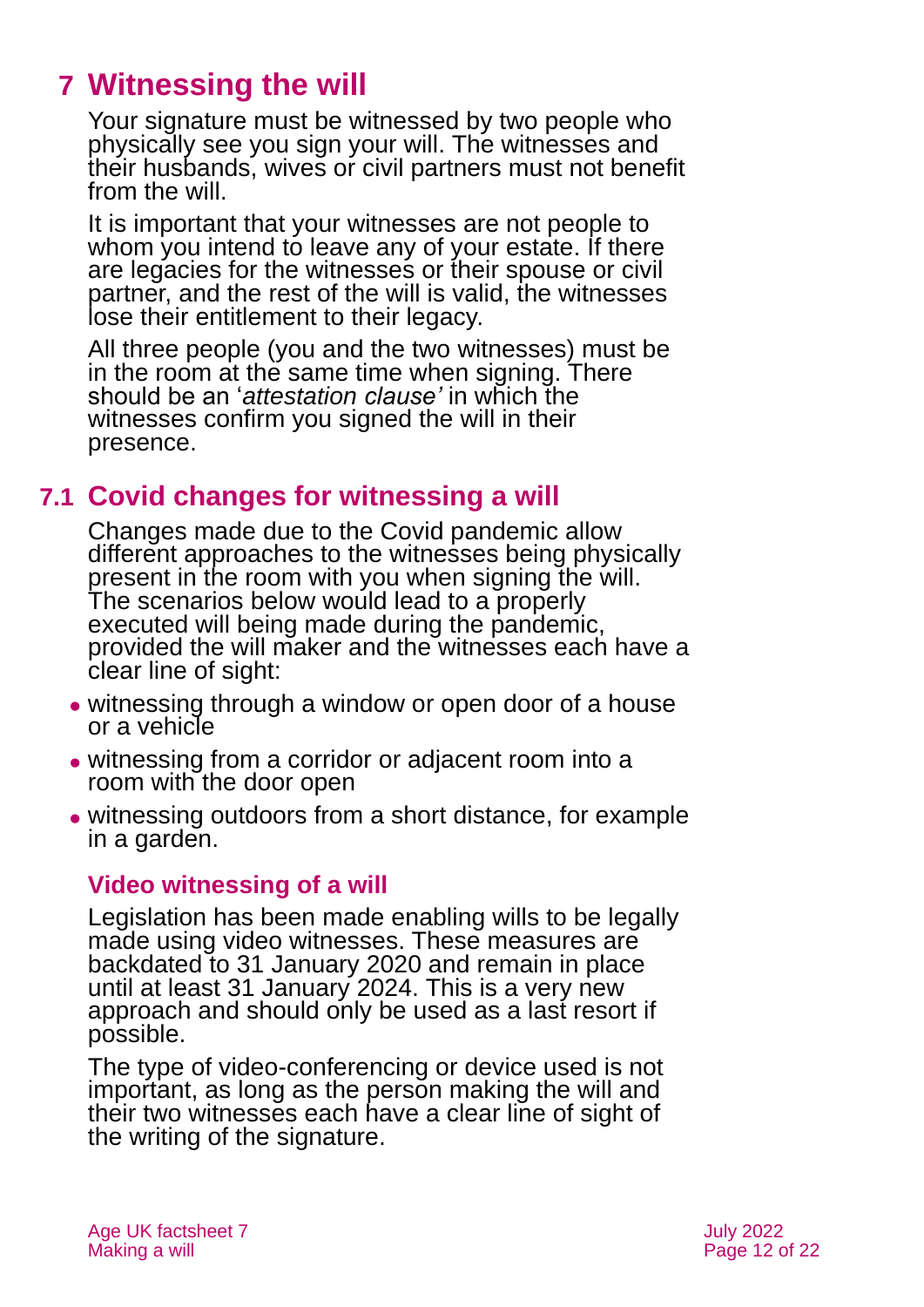# 7 Witnessing the will

Your signature must be witnessed by two people who physically see you sign your will. The witnesses and their husbands, wives or civil partners must not benefit from the will.

It is important that your witnesses are not people to whom you intend to leave any of your estate. If there are legacies for the witnesses or their spouse or civil partner, and the rest of the will is valid, the witnesses lose their entitlement to their legacy.

All three people (you and the two witnesses) must be in the room at the same time when signing. There should be an '*attestation clause'* in which the witnesses confirm you signed the will in their presence.

## 7.1 Covid changes for witnessing a will

Changes made due to the Covid pandemic allow different approaches to the witnesses being physically present in the room with you when signing the will. The scenarios below would lead to a properly executed will being made during the pandemic, provided the will maker and the witnesses each have a clear line of sight:

- witnessing through a window or open door of a house or a vehicle
- witnessing from a corridor or adjacent room into a room with the door open
- witnessing outdoors from a short distance, for example in a garden.

### Video witnessing of a will

Legislation has been made enabling wills to be legally made using video witnesses. These measures are backdated to 31 January 2020 and remain in place until at least 31 January 2024. This is a very new approach and should only be used as a last resort if possible.

The type of video-conferencing or device used is not important, as long as the person making the will and their two witnesses each have a clear line of sight of the writing of the signature.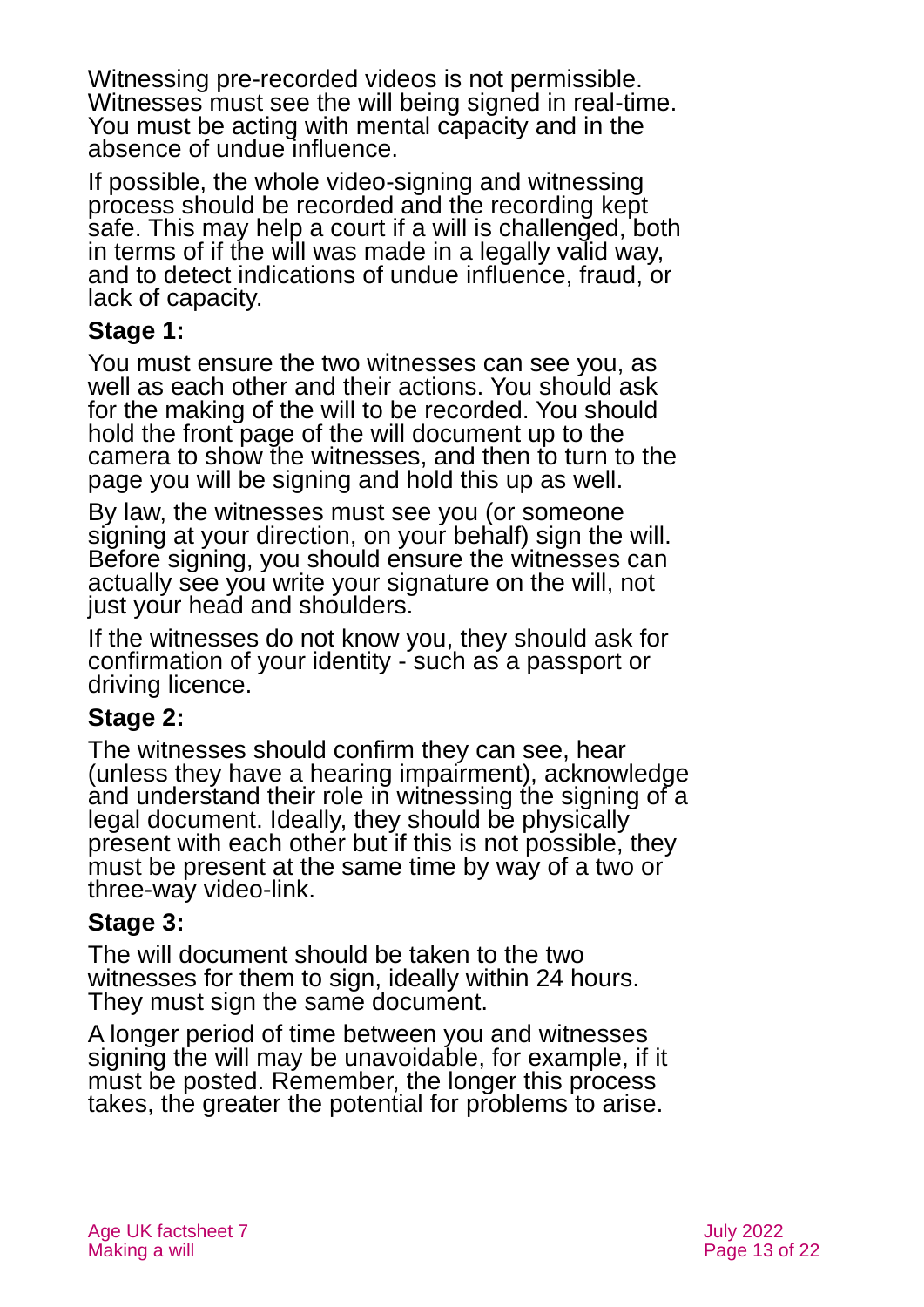Witnessing pre-recorded videos is not permissible. Witnesses must see the will being signed in real-time. You must be acting with mental capacity and in the absence of undue influence.

If possible, the whole video-signing and witnessing process should be recorded and the recording kept safe. This may help a court if a will is challenged, both in terms of if the will was made in a legally valid way, and to detect indications of undue influence, fraud, or lack of capacity.

### Stage 1:

You must ensure the two witnesses can see you, as well as each other and their actions. You should ask for the making of the will to be recorded. You should hold the front page of the will document up to the camera to show the witnesses, and then to turn to the page you will be signing and hold this up as well.

By law, the witnesses must see you (or someone signing at your direction, on your behalf) sign the will. Before signing, you should ensure the witnesses can actually see you write your signature on the will, not just your head and shoulders.

If the witnesses do not know you, they should ask for confirmation of your identity - such as a passport or driving licence.

### Stage 2:

The witnesses should confirm they can see, hear (unless they have a hearing impairment), acknowledge and understand their role in witnessing the signing of a legal document. Ideally, they should be physically present with each other but if this is not possible, they must be present at the same time by way of a two or three-way video-link.

### Stage 3:

The will document should be taken to the two witnesses for them to sign, ideally within 24 hours. They must sign the same document.

A longer period of time between you and witnesses signing the will may be unavoidable, for example, if it must be posted. Remember, the longer this process takes, the greater the potential for problems to arise.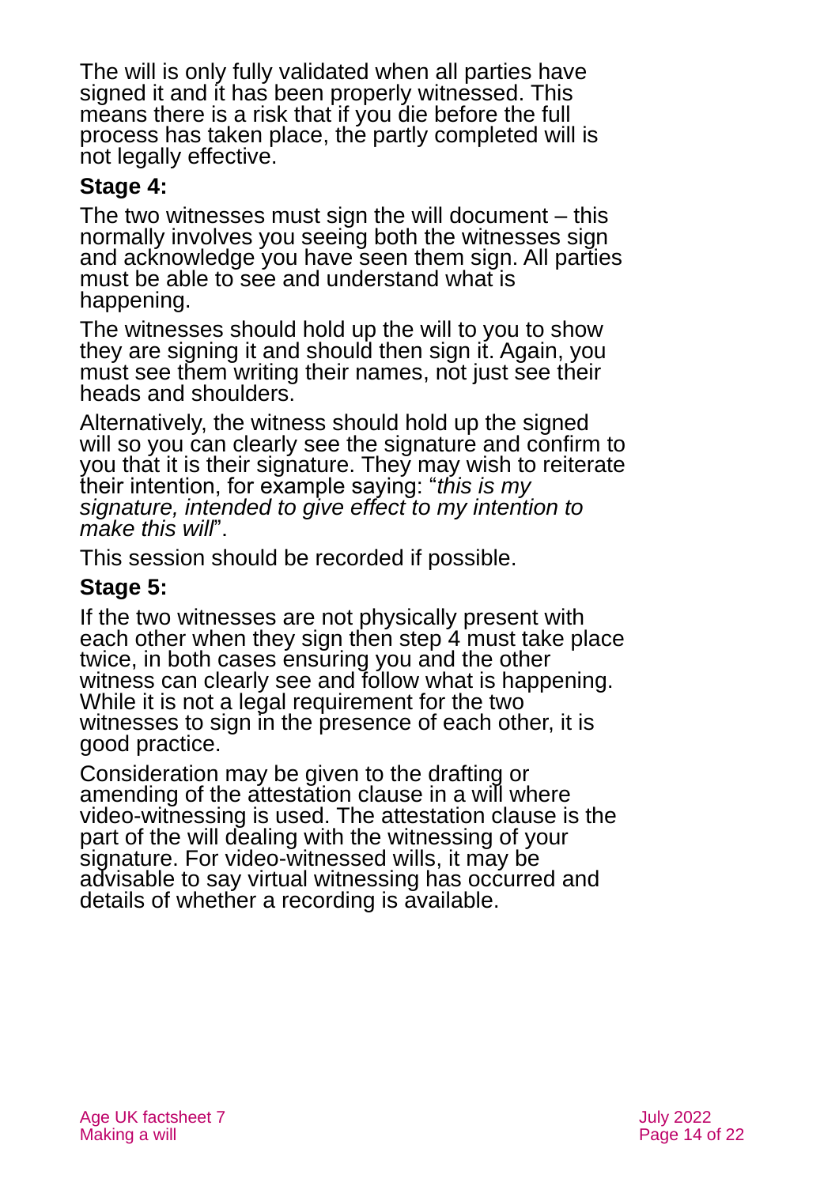The will is only fully validated when all parties have signed it and it has been properly witnessed. This means there is a risk that if you die before the full process has taken place, the partly completed will is not legally effective.

**Stage 4:**

The two witnesses must sign the will document – this normally involves you seeing both the witnesses sign and acknowledge you have seen them sign. All parties must be able to see and understand what is happening.

The witnesses should hold up the will to you to show they are signing it and should then sign it. Again, you must see them writing their names, not just see their heads and shoulders.

Alternatively, the witness should hold up the signed will so you can clearly see the signature and confirm to you that it is their signature. They may wish to reiterate their intention, for example saying: "*this is my signature, intended to give effect to my intention to make this will*".

This session should be recorded if possible.

**Stage 5:**

If the two witnesses are not physically present with each other when they sign then step 4 must take place twice, in both cases ensuring you and the other witness can clearly see and follow what is happening. While it is not a legal requirement for the two witnesses to sign in the presence of each other, it is good practice.

Consideration may be given to the drafting or amending of the attestation clause in a will where video-witnessing is used. The attestation clause is the part of the will dealing with the witnessing of your signature. For video-witnessed wills, it may be advisable to say virtual witnessing has occurred and details of whether a recording is available.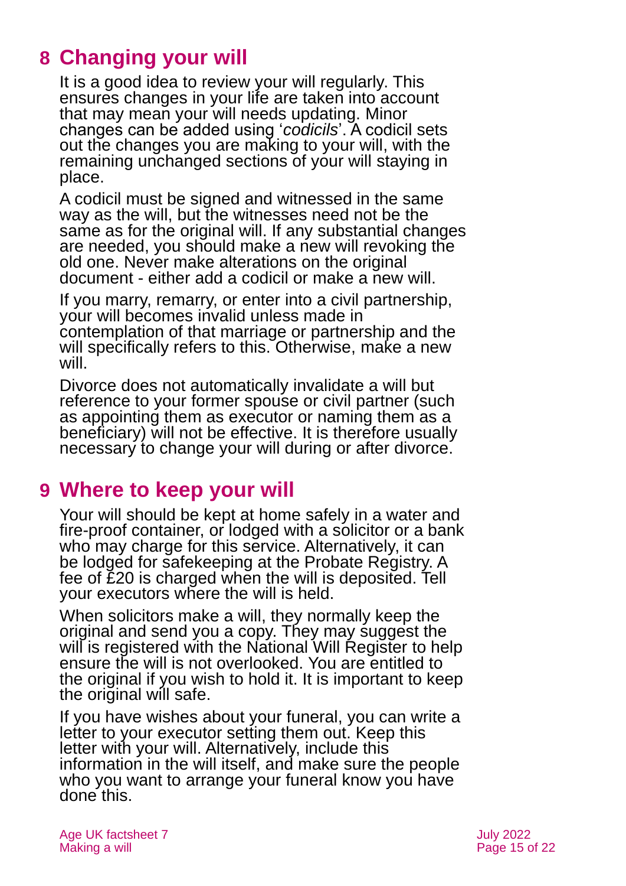## 8 Changing your will

It is a good idea to review your will regularly. This ensures changes in your life are taken into account that may mean your will needs updating. Minor changes can be added using '*codicils*'. A codicil sets out the changes you are making to your will, with the remaining unchanged sections of your will staying in place.

A codicil must be signed and witnessed in the same way as the will, but the witnesses need not be the same as for the original will. If any substantial changes are needed, you should make a new will revoking the old one. Never make alterations on the original document - either add a codicil or make a new will.

If you marry, remarry, or enter into a civil partnership, your will becomes invalid unless made in contemplation of that marriage or partnership and the will specifically refers to this. Otherwise, make a new will.

Divorce does not automatically invalidate a will but reference to your former spouse or civil partner (such as appointing them as executor or naming them as a beneficiary) will not be effective. It is therefore usually necessary to change your will during or after divorce.

## 9 Where to keep your will

Your will should be kept at home safely in a water and fire-proof container, or lodged with a solicitor or a bank who may charge for this service. Alternatively, it can be lodged for safekeeping at the Probate Registry. A fee of £20 is charged when the will is deposited. Tell your executors where the will is held.

When solicitors make a will, they normally keep the original and send you a copy. They may suggest the will is registered with the National Will Register to help ensure the will is not overlooked. You are entitled to the original if you wish to hold it. It is important to keep the original will safe.

If you have wishes about your funeral, you can write a letter to your executor setting them out. Keep this letter with your will. Alternatively, include this information in the will itself, and make sure the people who you want to arrange your funeral know you have done this.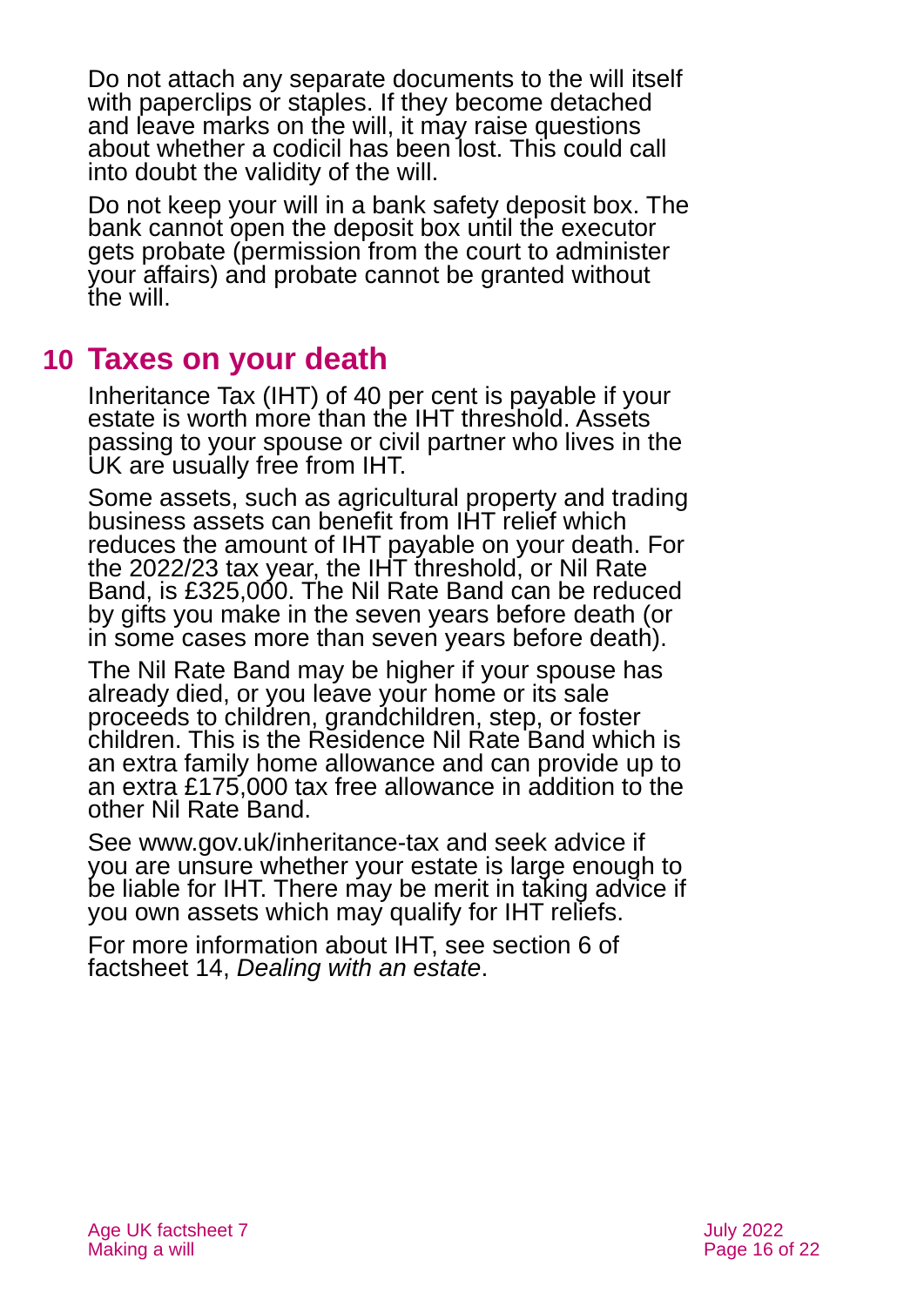Do not attach any separate documents to the will itself with paperclips or staples. If they become detached and leave marks on the will, it may raise questions about whether a codicil has been lost. This could call into doubt the validity of the will.

Do not keep your will in a bank safety deposit box. The bank cannot open the deposit box until the executor gets probate (permission from the court to administer your affairs) and probate cannot be granted without the will.

## 10 Taxes on your death

Inheritance Tax (IHT) of 40 per cent is payable if your estate is worth more than the IHT threshold. Assets passing to your spouse or civil partner who lives in the UK are usually free from IHT.

Some assets, such as agricultural property and trading business assets can benefit from IHT relief which reduces the amount of IHT payable on your death. For the 2022/23 tax year, the IHT threshold, or Nil Rate Band, is £325,000. The Nil Rate Band can be reduced by gifts you make in the seven years before death (or in some cases more than seven years before death).

The Nil Rate Band may be higher if your spouse has already died, or you leave your home or its sale proceeds to children, grandchildren, step, or foster children. This is the Residence Nil Rate Band which is an extra family home allowance and can provide up to an extra £175,000 tax free allowance in addition to the other Nil Rate Band.

See www.gov.uk/inheritance-tax and seek advice if you are unsure whether your estate is large enough to be liable for IHT. There may be merit in taking advice if you own assets which may qualify for IHT reliefs.

For more information about IHT, see section 6 of factsheet 14, *Dealing with an estate*.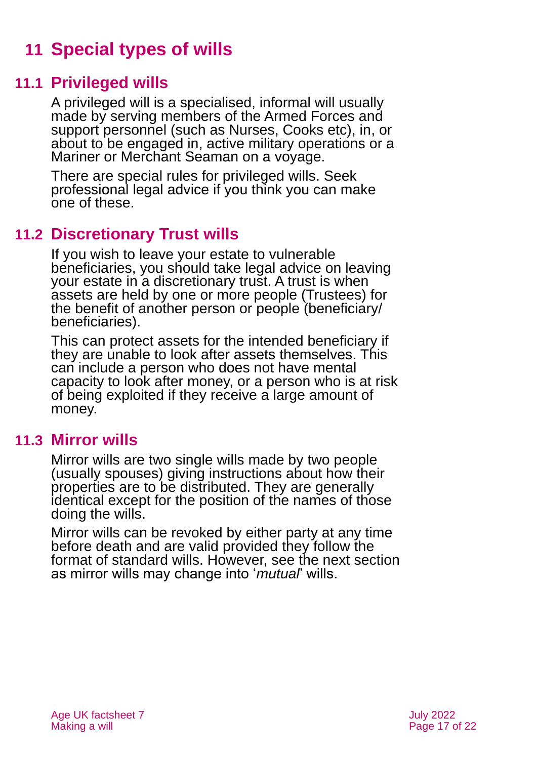# 11 Special types of wills

## 11.1 Privileged wills

A privileged will is a specialised, informal will usually made by serving members of the Armed Forces and support personnel (such as Nurses, Cooks etc), in, or about to be engaged in, active military operations or a Mariner or Merchant Seaman on a voyage.

There are special rules for privileged wills. Seek professional legal advice if you think you can make one of these.

## 11.2 Discretionary Trust wills

If you wish to leave your estate to vulnerable beneficiaries, you should take legal advice on leaving your estate in a discretionary trust. A trust is when assets are held by one or more people (Trustees) for the benefit of another person or people (beneficiary/ beneficiaries).

This can protect assets for the intended beneficiary if they are unable to look after assets themselves. This can include a person who does not have mental capacity to look after money, or a person who is at risk of being exploited if they receive a large amount of money.

## 11.3 Mirror wills

Mirror wills are two single wills made by two people (usually spouses) giving instructions about how their properties are to be distributed. They are generally identical except for the position of the names of those doing the wills.

Mirror wills can be revoked by either party at any time before death and are valid provided they follow the format of standard wills. However, see the next section as mirror wills may change into '*mutual*' wills.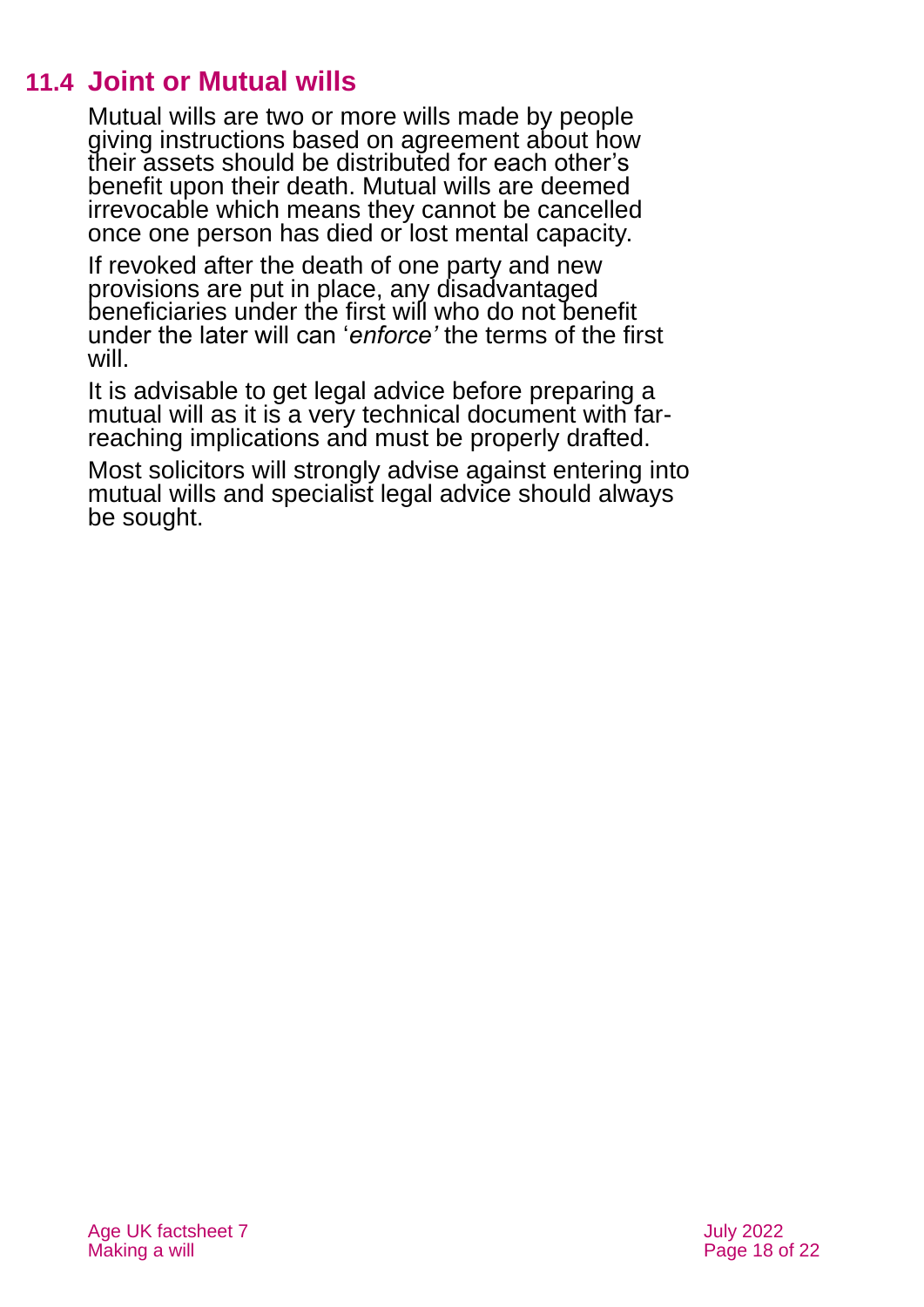## 11.4 Joint or Mutual wills

Mutual wills are two or more wills made by people giving instructions based on agreement about how their assets should be distributed for each other's benefit upon their death. Mutual wills are deemed irrevocable which means they cannot be cancelled once one person has died or lost mental capacity.

If revoked after the death of one party and new provisions are put in place, any disadvantaged beneficiaries under the first will who do not benefit under the later will can '*enforce'* the terms of the first will.

It is advisable to get legal advice before preparing a mutual will as it is a very technical document with far-reaching implications and must be properly drafted.

Most solicitors will strongly advise against entering into mutual wills and specialist legal advice should always be sought.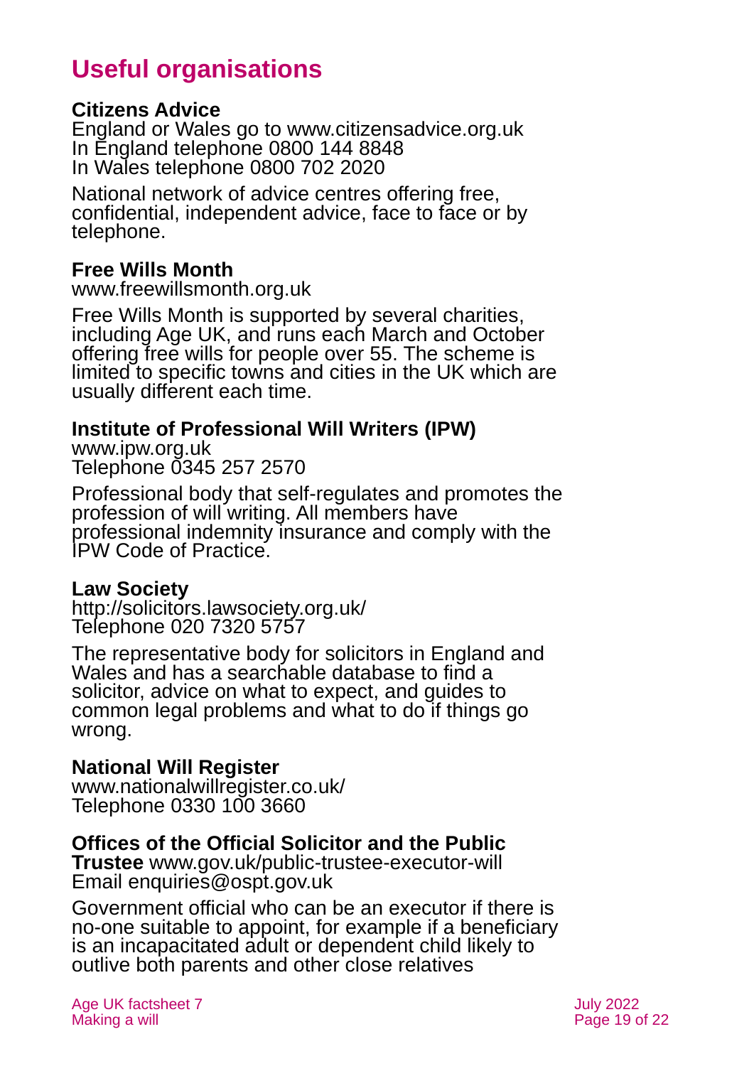## Useful organisations

**Citizens Advice**
England or Wales go to www.citizensadvice.org.uk
In England telephone 0800 144 8848
In Wales telephone 0800 702 2020

National network of advice centres offering free, confidential, independent advice, face to face or by telephone.

**Free Wills Month**
www.freewillsmonth.org.uk

Free Wills Month is supported by several charities, including Age UK, and runs each March and October offering free wills for people over 55. The scheme is limited to specific towns and cities in the UK which are usually different each time.

**Institute of Professional Will Writers (IPW)**
www.ipw.org.uk
Telephone 0345 257 2570

Professional body that self-regulates and promotes the profession of will writing. All members have professional indemnity insurance and comply with the IPW Code of Practice.

**Law Society**
http://solicitors.lawsociety.org.uk/
Telephone 020 7320 5757

The representative body for solicitors in England and Wales and has a searchable database to find a solicitor, advice on what to expect, and guides to common legal problems and what to do if things go wrong.

**National Will Register**
www.nationalwillregister.co.uk/
Telephone 0330 100 3660

**Offices of the Official Solicitor and the Public Trustee** www.gov.uk/public-trustee-executor-will
Email enquiries@ospt.gov.uk

Government official who can be an executor if there is no-one suitable to appoint, for example if a beneficiary is an incapacitated adult or dependent child likely to outlive both parents and other close relatives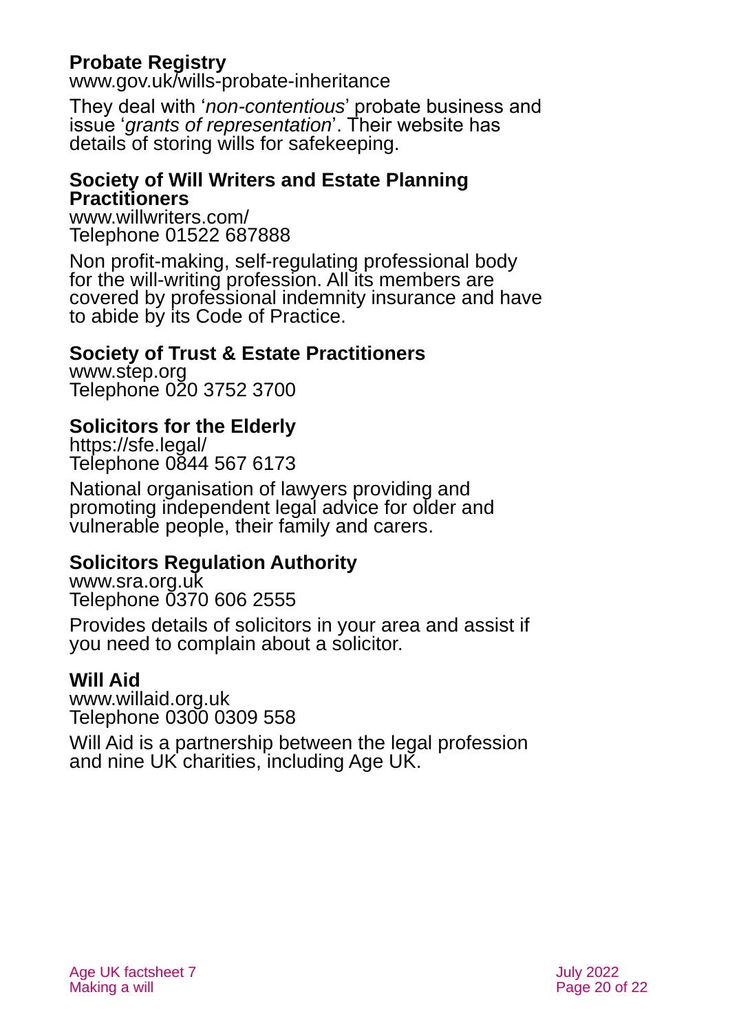**Probate Registry**
www.gov.uk/wills-probate-inheritance

They deal with '*non-contentious*' probate business and issue '*grants of representation*'. Their website has details of storing wills for safekeeping.

**Society of Will Writers and Estate Planning Practitioners**
www.willwriters.com/
Telephone 01522 687888

Non profit-making, self-regulating professional body for the will-writing profession. All its members are covered by professional indemnity insurance and have to abide by its Code of Practice.

**Society of Trust & Estate Practitioners**
www.step.org
Telephone 020 3752 3700

**Solicitors for the Elderly**
https://sfe.legal/
Telephone 0844 567 6173

National organisation of lawyers providing and promoting independent legal advice for older and vulnerable people, their family and carers.

**Solicitors Regulation Authority**
www.sra.org.uk
Telephone 0370 606 2555

Provides details of solicitors in your area and assist if you need to complain about a solicitor.

**Will Aid**
www.willaid.org.uk
Telephone 0300 0309 558

Will Aid is a partnership between the legal profession and nine UK charities, including Age UK.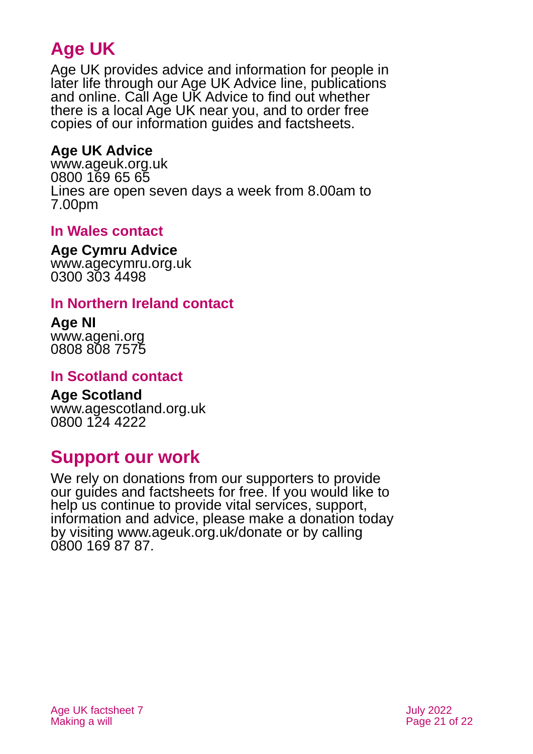## Age UK

Age UK provides advice and information for people in later life through our Age UK Advice line, publications and online. Call Age UK Advice to find out whether there is a local Age UK near you, and to order free copies of our information guides and factsheets.

**Age UK Advice**
www.ageuk.org.uk
0800 169 65 65
Lines are open seven days a week from 8.00am to 7.00pm

### In Wales contact

**Age Cymru Advice**
www.agecymru.org.uk
0300 303 4498

### In Northern Ireland contact

**Age NI**
www.ageni.org
0808 808 7575

### In Scotland contact

**Age Scotland**
www.agescotland.org.uk
0800 124 4222

## Support our work

We rely on donations from our supporters to provide our guides and factsheets for free. If you would like to help us continue to provide vital services, support, information and advice, please make a donation today by visiting www.ageuk.org.uk/donate or by calling 0800 169 87 87.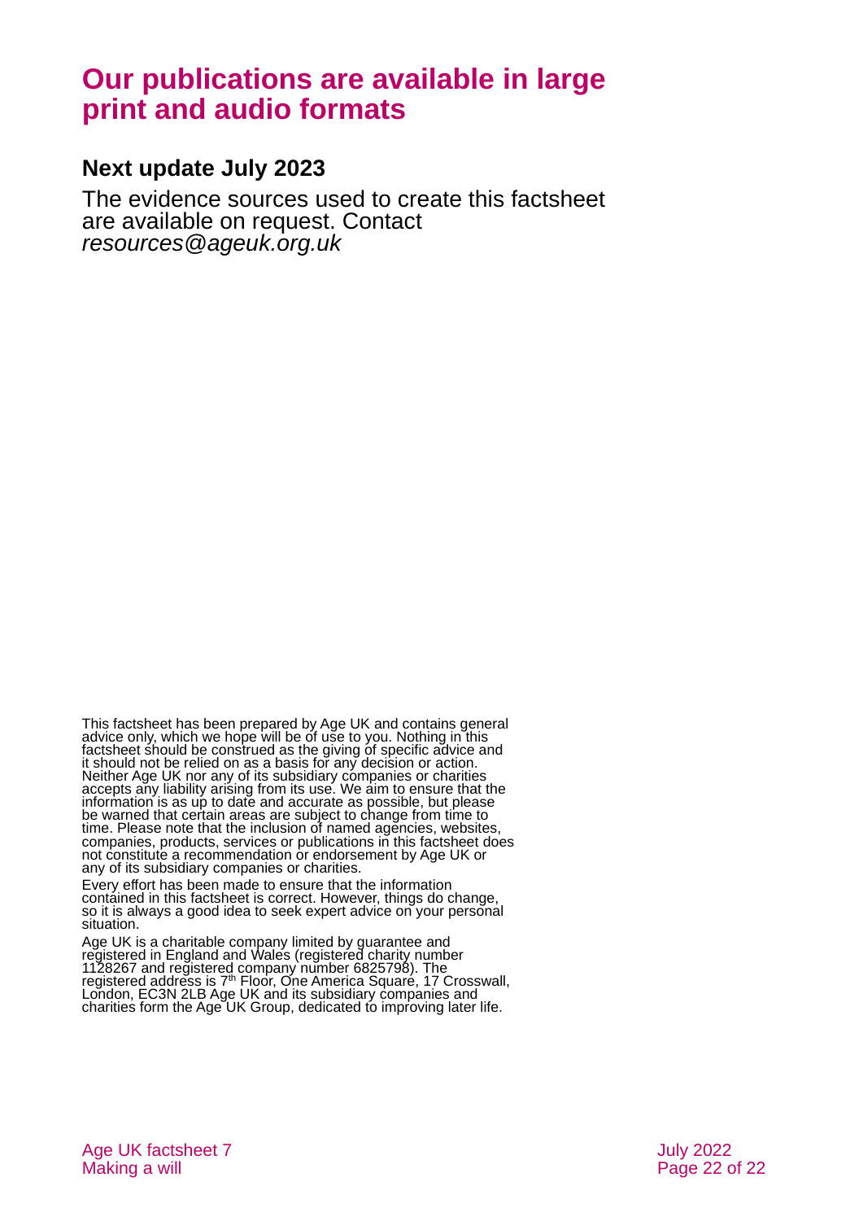# Our publications are available in large print and audio formats

## Next update July 2023

The evidence sources used to create this factsheet are available on request. Contact *resources@ageuk.org.uk*

This factsheet has been prepared by Age UK and contains general advice only, which we hope will be of use to you. Nothing in this factsheet should be construed as the giving of specific advice and it should not be relied on as a basis for any decision or action. Neither Age UK nor any of its subsidiary companies or charities accepts any liability arising from its use. We aim to ensure that the information is as up to date and accurate as possible, but please be warned that certain areas are subject to change from time to time. Please note that the inclusion of named agencies, websites, companies, products, services or publications in this factsheet does not constitute a recommendation or endorsement by Age UK or any of its subsidiary companies or charities.

Every effort has been made to ensure that the information contained in this factsheet is correct. However, things do change, so it is always a good idea to seek expert advice on your personal situation.

Age UK is a charitable company limited by guarantee and registered in England and Wales (registered charity number 1128267 and registered company number 6825798). The registered address is 7th Floor, One America Square, 17 Crosswall, London, EC3N 2LB Age UK and its subsidiary companies and charities form the Age UK Group, dedicated to improving later life.